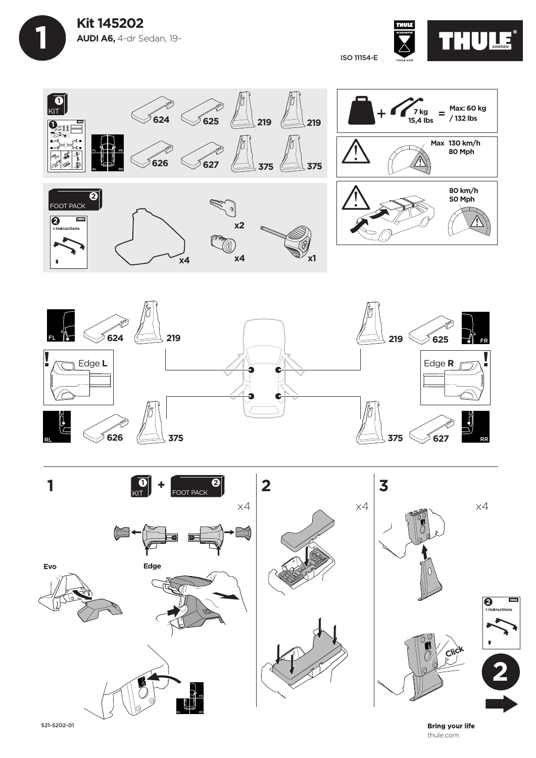# 1 Kit 145202

**AUDI A6,** 4-dr Sedan, 19-

ISO 11154-E

THULE GUARANTEE

THULE SWEDEN

## 1 KIT

624 · 625 · 219 · 219

626 · 627 · 375 · 375

FL · FR · RL · RR

## 2 FOOT PACK

2 > Instructions

x4 · x2 · x4 · x1

Max: 60 kg / 132 lbs (7 kg 15,4 lbs)

Max 130 km/h 80 Mph

80 km/h 50 Mph

| Position | Pad | Bracket |
|---|---|---|
| FL | 624 | 219 |
| FR | 625 | 219 |
| RL | 626 | 375 |
| RR | 627 | 375 |

! Edge **L**

Edge **R** !

## 1

1 KIT + 2 FOOT PACK

x4

Evo

Edge

FR · RL · RR

## 2

x4

## 3

x4

Click

2 > Instructions

2

521-5202-01

**Bring your life**
thule.com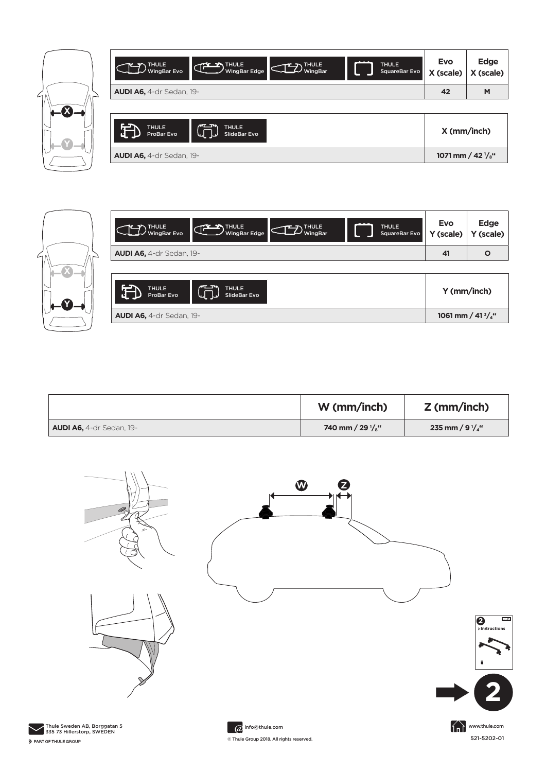| THULE WingBar Evo | THULE WingBar Edge | THULE WingBar | THULE SquareBar Evo | Evo X (scale) | Edge X (scale) |
|---|---|---|---|---|---|
| **AUDI A6,** 4-dr Sedan, 19- | | | | 42 | M |

| THULE ProBar Evo | THULE SlideBar Evo | X (mm/inch) |
|---|---|---|
| **AUDI A6,** 4-dr Sedan, 19- | | 1071 mm / 42 1/8" |

| THULE WingBar Evo | THULE WingBar Edge | THULE WingBar | THULE SquareBar Evo | Evo Y (scale) | Edge Y (scale) |
|---|---|---|---|---|---|
| **AUDI A6,** 4-dr Sedan, 19- | | | | 41 | O |

| THULE ProBar Evo | THULE SlideBar Evo | Y (mm/inch) |
|---|---|---|
| **AUDI A6,** 4-dr Sedan, 19- | | 1061 mm / 41 3/4" |

| | W (mm/inch) | Z (mm/inch) |
|---|---|---|
| **AUDI A6,** 4-dr Sedan, 19- | 740 mm / 29 1/8" | 235 mm / 9 1/4" |

W

Z

2 > Instructions

2

Thule Sweden AB, Borggatan 5
335 73 Hillerstorp, SWEDEN

PART OF THULE GROUP

info@thule.com

© Thule Group 2018. All rights reserved.

www.thule.com

521-5202-01